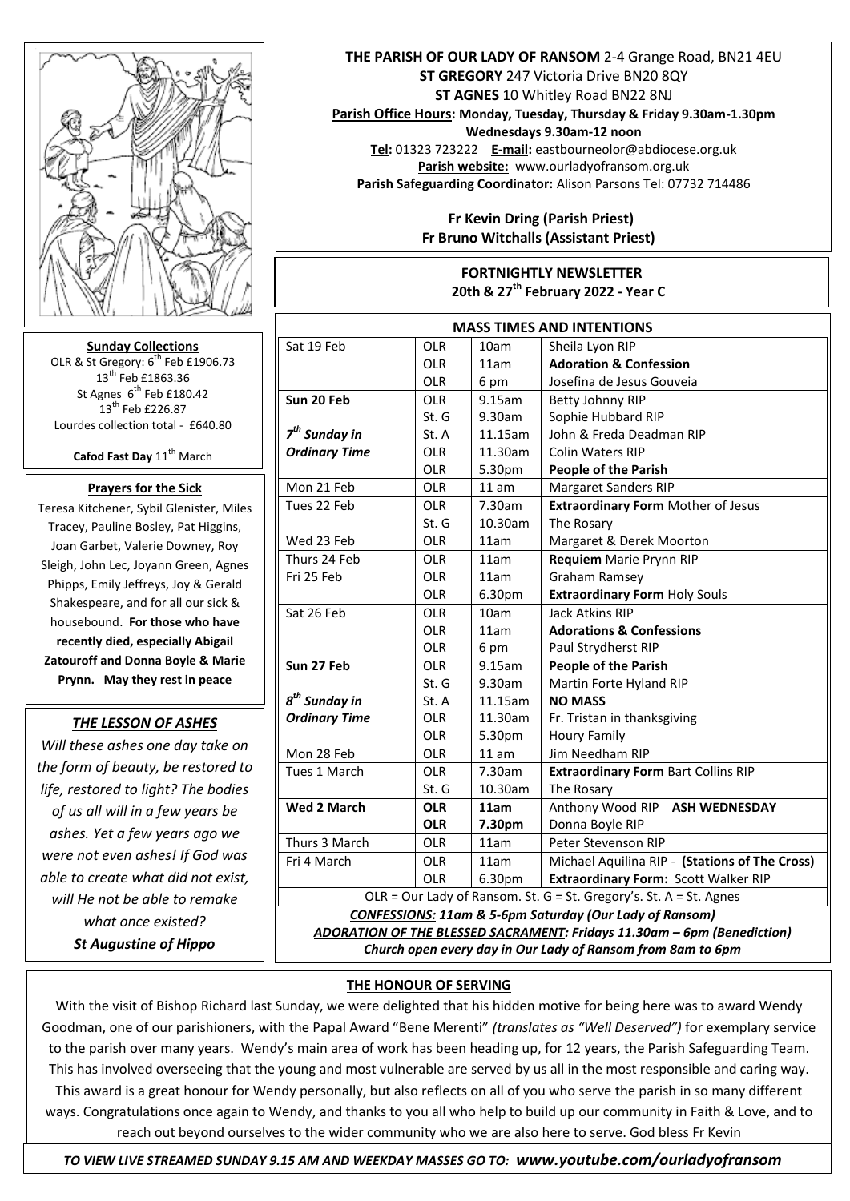**THE PARISH OF OUR LADY OF RANSOM** 2-4 Grange Road, BN21 4EU
**ST GREGORY** 247 Victoria Drive BN20 8QY
**ST AGNES** 10 Whitley Road BN22 8NJ
**Parish Office Hours: Monday, Tuesday, Thursday & Friday 9.30am-1.30pm**
**Wednesdays 9.30am-12 noon**
**Tel:** 01323 723222 **E-mail:** eastbourneolor@abdiocese.org.uk
**Parish website:** www.ourladyofransom.org.uk
**Parish Safeguarding Coordinator:** Alison Parsons Tel: 07732 714486

**Fr Kevin Dring (Parish Priest)**
**Fr Bruno Witchalls (Assistant Priest)**

**FORTNIGHTLY NEWSLETTER**
**20th & 27th February 2022 - Year C**

**Sunday Collections**
OLR & St Gregory: 6th Feb £1906.73
13th Feb £1863.36
St Agnes 6th Feb £180.42
13th Feb £226.87
Lourdes collection total - £640.80

**Cafod Fast Day** 11th March

**Prayers for the Sick**

Teresa Kitchener, Sybil Glenister, Miles Tracey, Pauline Bosley, Pat Higgins, Joan Garbet, Valerie Downey, Roy Sleigh, John Lec, Joyann Green, Agnes Phipps, Emily Jeffreys, Joy & Gerald Shakespeare, and for all our sick & housebound. **For those who have recently died, especially Abigail Zatouroff and Donna Boyle & Marie Prynn. May they rest in peace**

***THE LESSON OF ASHES***

*Will these ashes one day take on the form of beauty, be restored to life, restored to light? The bodies of us all will in a few years be ashes. Yet a few years ago we were not even ashes! If God was able to create what did not exist, will He not be able to remake what once existed?*
***St Augustine of Hippo***

**MASS TIMES AND INTENTIONS**

| | | | |
|---|---|---|---|
| Sat 19 Feb | OLR | 10am | Sheila Lyon RIP |
| | OLR | 11am | **Adoration & Confession** |
| | OLR | 6 pm | Josefina de Jesus Gouveia |
| **Sun 20 Feb** | OLR | 9.15am | Betty Johnny RIP |
| | St. G | 9.30am | Sophie Hubbard RIP |
| ***7th Sunday in*** | St. A | 11.15am | John & Freda Deadman RIP |
| ***Ordinary Time*** | OLR | 11.30am | Colin Waters RIP |
| | OLR | 5.30pm | **People of the Parish** |
| Mon 21 Feb | OLR | 11 am | Margaret Sanders RIP |
| Tues 22 Feb | OLR | 7.30am | **Extraordinary Form** Mother of Jesus |
| | St. G | 10.30am | The Rosary |
| Wed 23 Feb | OLR | 11am | Margaret & Derek Moorton |
| Thurs 24 Feb | OLR | 11am | **Requiem** Marie Prynn RIP |
| Fri 25 Feb | OLR | 11am | Graham Ramsey |
| | OLR | 6.30pm | **Extraordinary Form** Holy Souls |
| Sat 26 Feb | OLR | 10am | Jack Atkins RIP |
| | OLR | 11am | **Adorations & Confessions** |
| | OLR | 6 pm | Paul Strydherst RIP |
| **Sun 27 Feb** | OLR | 9.15am | **People of the Parish** |
| | St. G | 9.30am | Martin Forte Hyland RIP |
| ***8th Sunday in*** | St. A | 11.15am | **NO MASS** |
| ***Ordinary Time*** | OLR | 11.30am | Fr. Tristan in thanksgiving |
| | OLR | 5.30pm | Houry Family |
| Mon 28 Feb | OLR | 11 am | Jim Needham RIP |
| Tues 1 March | OLR | 7.30am | **Extraordinary Form** Bart Collins RIP |
| | St. G | 10.30am | The Rosary |
| **Wed 2 March** | **OLR** | **11am** | Anthony Wood RIP **ASH WEDNESDAY** |
| | **OLR** | **7.30pm** | Donna Boyle RIP |
| Thurs 3 March | OLR | 11am | Peter Stevenson RIP |
| Fri 4 March | OLR | 11am | Michael Aquilina RIP - **(Stations of The Cross)** |
| | OLR | 6.30pm | **Extraordinary Form:** Scott Walker RIP |

OLR = Our Lady of Ransom. St. G = St. Gregory's. St. A = St. Agnes

***CONFESSIONS:** 11am & 5-6pm Saturday (Our Lady of Ransom)*
***ADORATION OF THE BLESSED SACRAMENT:** Fridays 11.30am – 6pm (Benediction)*
***Church open every day in Our Lady of Ransom from 8am to 6pm***

**THE HONOUR OF SERVING**

With the visit of Bishop Richard last Sunday, we were delighted that his hidden motive for being here was to award Wendy Goodman, one of our parishioners, with the Papal Award "Bene Merenti" *(translates as "Well Deserved")* for exemplary service to the parish over many years. Wendy's main area of work has been heading up, for 12 years, the Parish Safeguarding Team. This has involved overseeing that the young and most vulnerable are served by us all in the most responsible and caring way. This award is a great honour for Wendy personally, but also reflects on all of you who serve the parish in so many different ways. Congratulations once again to Wendy, and thanks to you all who help to build up our community in Faith & Love, and to reach out beyond ourselves to the wider community who we are also here to serve. God bless Fr Kevin

***TO VIEW LIVE STREAMED SUNDAY 9.15 AM AND WEEKDAY MASSES GO TO: www.youtube.com/ourladyofransom***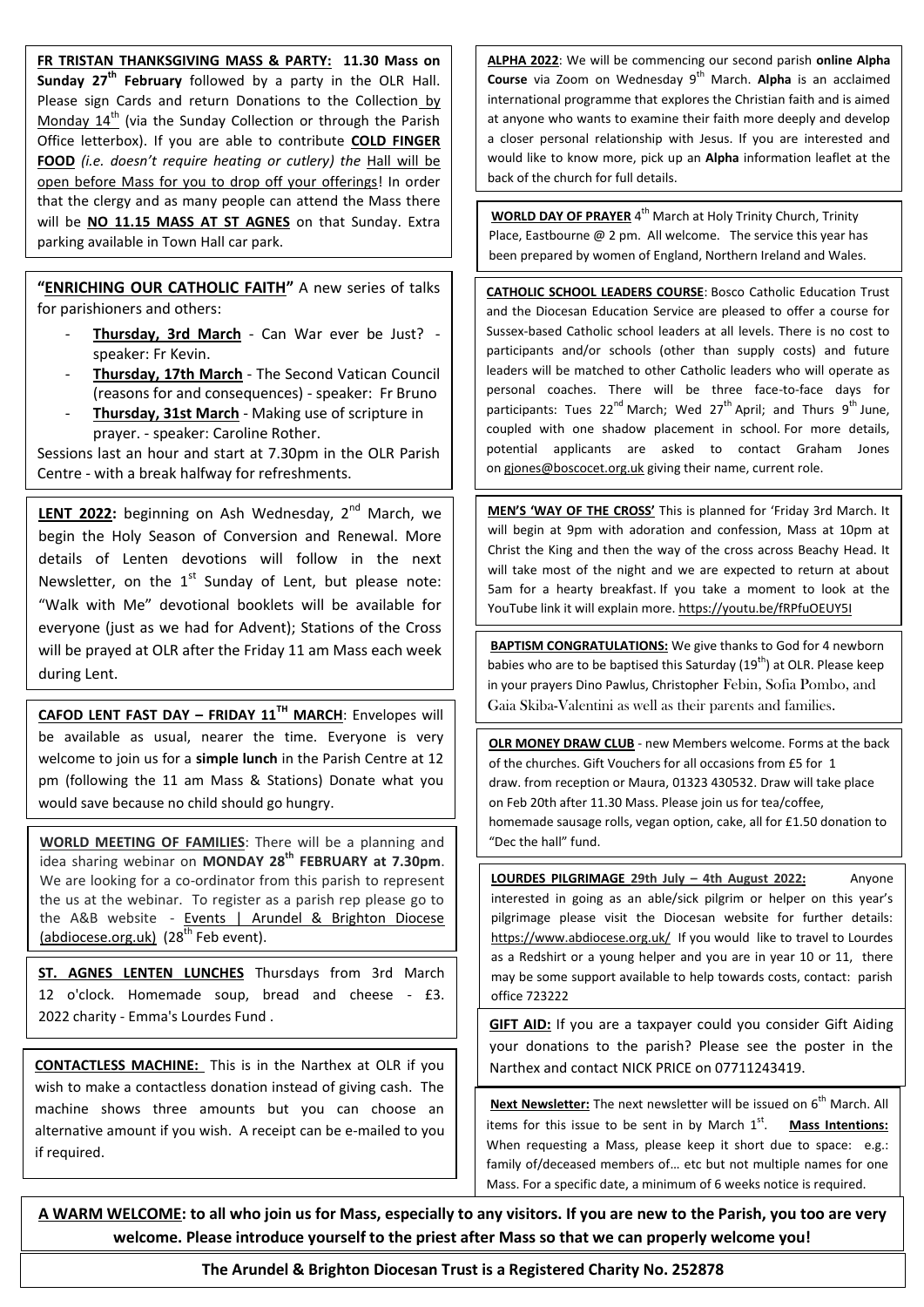**FR TRISTAN THANKSGIVING MASS & PARTY: 11.30 Mass on Sunday 27th February** followed by a party in the OLR Hall. Please sign Cards and return Donations to the Collection by Monday 14th (via the Sunday Collection or through the Parish Office letterbox). If you are able to contribute **COLD FINGER FOOD** *(i.e. doesn't require heating or cutlery) the* Hall will be open before Mass for you to drop off your offerings! In order that the clergy and as many people can attend the Mass there will be **NO 11.15 MASS AT ST AGNES** on that Sunday. Extra parking available in Town Hall car park.

**"ENRICHING OUR CATHOLIC FAITH"** A new series of talks for parishioners and others:

- **Thursday, 3rd March** - Can War ever be Just? - speaker: Fr Kevin.
- **Thursday, 17th March** - The Second Vatican Council (reasons for and consequences) - speaker: Fr Bruno
- **Thursday, 31st March** - Making use of scripture in prayer. - speaker: Caroline Rother.

Sessions last an hour and start at 7.30pm in the OLR Parish Centre - with a break halfway for refreshments.

**LENT 2022:** beginning on Ash Wednesday, 2nd March, we begin the Holy Season of Conversion and Renewal. More details of Lenten devotions will follow in the next Newsletter, on the 1st Sunday of Lent, but please note: "Walk with Me" devotional booklets will be available for everyone (just as we had for Advent); Stations of the Cross will be prayed at OLR after the Friday 11 am Mass each week during Lent.

**CAFOD LENT FAST DAY – FRIDAY 11TH MARCH**: Envelopes will be available as usual, nearer the time. Everyone is very welcome to join us for a **simple lunch** in the Parish Centre at 12 pm (following the 11 am Mass & Stations) Donate what you would save because no child should go hungry.

**WORLD MEETING OF FAMILIES**: There will be a planning and idea sharing webinar on **MONDAY 28th FEBRUARY at 7.30pm**. We are looking for a co-ordinator from this parish to represent the us at the webinar. To register as a parish rep please go to the A&B website - Events | Arundel & Brighton Diocese (abdiocese.org.uk) (28th Feb event).

**ST. AGNES LENTEN LUNCHES** Thursdays from 3rd March 12 o'clock. Homemade soup, bread and cheese - £3. 2022 charity - Emma's Lourdes Fund .

**CONTACTLESS MACHINE:** This is in the Narthex at OLR if you wish to make a contactless donation instead of giving cash. The machine shows three amounts but you can choose an alternative amount if you wish. A receipt can be e-mailed to you if required.

**ALPHA 2022**: We will be commencing our second parish **online Alpha Course** via Zoom on Wednesday 9th March. **Alpha** is an acclaimed international programme that explores the Christian faith and is aimed at anyone who wants to examine their faith more deeply and develop a closer personal relationship with Jesus. If you are interested and would like to know more, pick up an **Alpha** information leaflet at the back of the church for full details.

**WORLD DAY OF PRAYER** 4th March at Holy Trinity Church, Trinity Place, Eastbourne @ 2 pm. All welcome. The service this year has been prepared by women of England, Northern Ireland and Wales.

**CATHOLIC SCHOOL LEADERS COURSE**: Bosco Catholic Education Trust and the Diocesan Education Service are pleased to offer a course for Sussex-based Catholic school leaders at all levels. There is no cost to participants and/or schools (other than supply costs) and future leaders will be matched to other Catholic leaders who will operate as personal coaches. There will be three face-to-face days for participants: Tues 22nd March; Wed 27th April; and Thurs 9th June, coupled with one shadow placement in school. For more details, potential applicants are asked to contact Graham Jones on gjones@boscocet.org.uk giving their name, current role.

**MEN'S 'WAY OF THE CROSS'** This is planned for 'Friday 3rd March. It will begin at 9pm with adoration and confession, Mass at 10pm at Christ the King and then the way of the cross across Beachy Head. It will take most of the night and we are expected to return at about 5am for a hearty breakfast. If you take a moment to look at the YouTube link it will explain more. https://youtu.be/fRPfuOEUY5I

**BAPTISM CONGRATULATIONS:** We give thanks to God for 4 newborn babies who are to be baptised this Saturday (19th) at OLR. Please keep in your prayers Dino Pawlus, Christopher Febin, Sofia Pombo, and Gaia Skiba-Valentini as well as their parents and families.

**OLR MONEY DRAW CLUB** - new Members welcome. Forms at the back of the churches. Gift Vouchers for all occasions from £5 for 1 draw. from reception or Maura, 01323 430532. Draw will take place on Feb 20th after 11.30 Mass. Please join us for tea/coffee, homemade sausage rolls, vegan option, cake, all for £1.50 donation to "Dec the hall" fund.

**LOURDES PILGRIMAGE 29th July – 4th August 2022:** Anyone interested in going as an able/sick pilgrim or helper on this year's pilgrimage please visit the Diocesan website for further details: https://www.abdiocese.org.uk/ If you would like to travel to Lourdes as a Redshirt or a young helper and you are in year 10 or 11, there may be some support available to help towards costs, contact: parish office 723222

**GIFT AID:** If you are a taxpayer could you consider Gift Aiding your donations to the parish? Please see the poster in the Narthex and contact NICK PRICE on 07711243419.

**Next Newsletter:** The next newsletter will be issued on 6th March. All items for this issue to be sent in by March 1st. **Mass Intentions:** When requesting a Mass, please keep it short due to space: e.g.: family of/deceased members of… etc but not multiple names for one Mass. For a specific date, a minimum of 6 weeks notice is required.

**A WARM WELCOME: to all who join us for Mass, especially to any visitors. If you are new to the Parish, you too are very welcome. Please introduce yourself to the priest after Mass so that we can properly welcome you!**

**The Arundel & Brighton Diocesan Trust is a Registered Charity No. 252878**